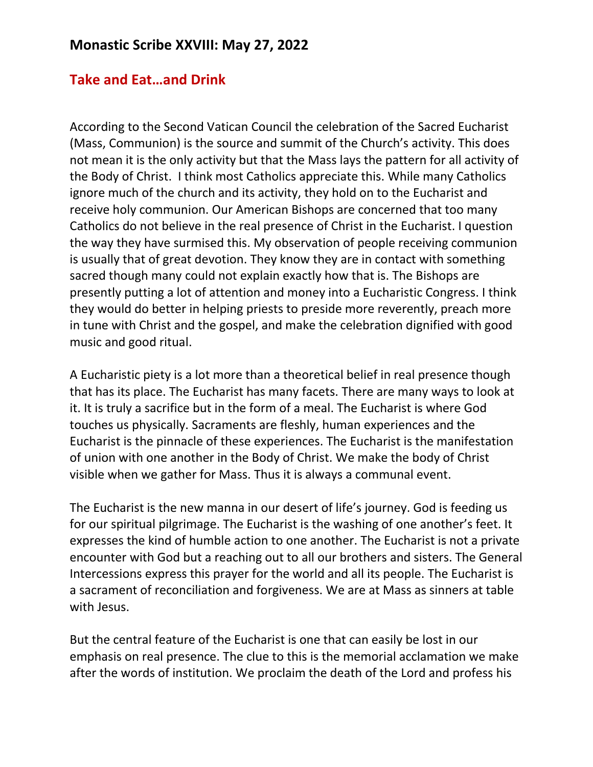## Monastic Scribe XXVIII: May 27, 2022

## Take and Eat…and Drink

According to the Second Vatican Council the celebration of the Sacred Eucharist (Mass, Communion) is the source and summit of the Church's activity. This does not mean it is the only activity but that the Mass lays the pattern for all activity of the Body of Christ. I think most Catholics appreciate this. While many Catholics ignore much of the church and its activity, they hold on to the Eucharist and receive holy communion. Our American Bishops are concerned that too many Catholics do not believe in the real presence of Christ in the Eucharist. I question the way they have surmised this. My observation of people receiving communion is usually that of great devotion. They know they are in contact with something sacred though many could not explain exactly how that is. The Bishops are presently putting a lot of attention and money into a Eucharistic Congress. I think they would do better in helping priests to preside more reverently, preach more in tune with Christ and the gospel, and make the celebration dignified with good music and good ritual.

A Eucharistic piety is a lot more than a theoretical belief in real presence though that has its place. The Eucharist has many facets. There are many ways to look at it. It is truly a sacrifice but in the form of a meal. The Eucharist is where God touches us physically. Sacraments are fleshly, human experiences and the Eucharist is the pinnacle of these experiences. The Eucharist is the manifestation of union with one another in the Body of Christ. We make the body of Christ visible when we gather for Mass. Thus it is always a communal event.

The Eucharist is the new manna in our desert of life's journey. God is feeding us for our spiritual pilgrimage. The Eucharist is the washing of one another's feet. It expresses the kind of humble action to one another. The Eucharist is not a private encounter with God but a reaching out to all our brothers and sisters. The General Intercessions express this prayer for the world and all its people. The Eucharist is a sacrament of reconciliation and forgiveness. We are at Mass as sinners at table with Jesus.

But the central feature of the Eucharist is one that can easily be lost in our emphasis on real presence. The clue to this is the memorial acclamation we make after the words of institution. We proclaim the death of the Lord and profess his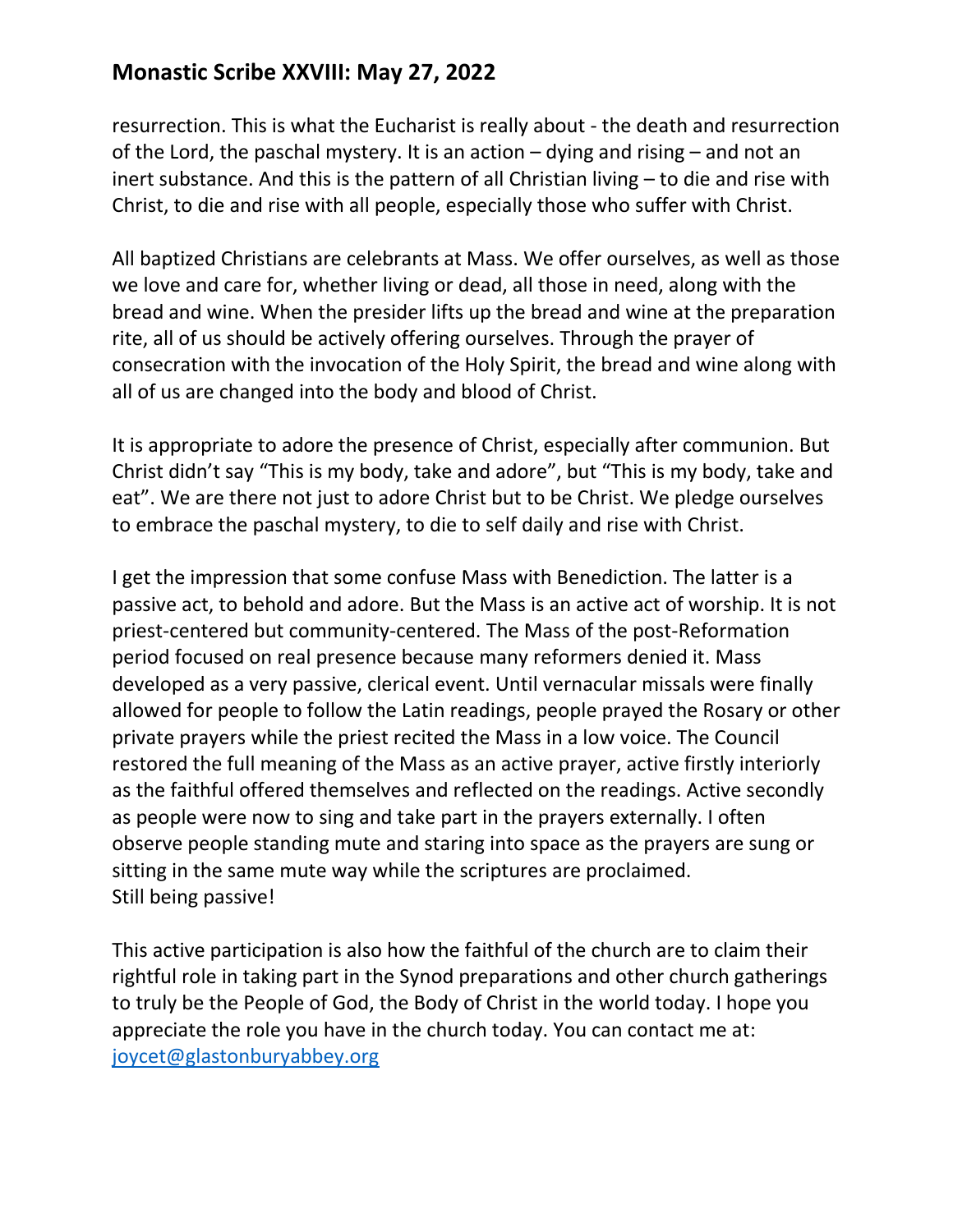resurrection. This is what the Eucharist is really about - the death and resurrection of the Lord, the paschal mystery. It is an action – dying and rising – and not an inert substance. And this is the pattern of all Christian living – to die and rise with Christ, to die and rise with all people, especially those who suffer with Christ.

All baptized Christians are celebrants at Mass. We offer ourselves, as well as those we love and care for, whether living or dead, all those in need, along with the bread and wine. When the presider lifts up the bread and wine at the preparation rite, all of us should be actively offering ourselves. Through the prayer of consecration with the invocation of the Holy Spirit, the bread and wine along with all of us are changed into the body and blood of Christ.

It is appropriate to adore the presence of Christ, especially after communion. But Christ didn't say "This is my body, take and adore", but "This is my body, take and eat". We are there not just to adore Christ but to be Christ. We pledge ourselves to embrace the paschal mystery, to die to self daily and rise with Christ.

I get the impression that some confuse Mass with Benediction. The latter is a passive act, to behold and adore. But the Mass is an active act of worship. It is not priest-centered but community-centered. The Mass of the post-Reformation period focused on real presence because many reformers denied it. Mass developed as a very passive, clerical event. Until vernacular missals were finally allowed for people to follow the Latin readings, people prayed the Rosary or other private prayers while the priest recited the Mass in a low voice. The Council restored the full meaning of the Mass as an active prayer, active firstly interiorly as the faithful offered themselves and reflected on the readings. Active secondly as people were now to sing and take part in the prayers externally. I often observe people standing mute and staring into space as the prayers are sung or sitting in the same mute way while the scriptures are proclaimed.
Still being passive!

This active participation is also how the faithful of the church are to claim their rightful role in taking part in the Synod preparations and other church gatherings to truly be the People of God, the Body of Christ in the world today. I hope you appreciate the role you have in the church today. You can contact me at: joycet@glastonburyabbey.org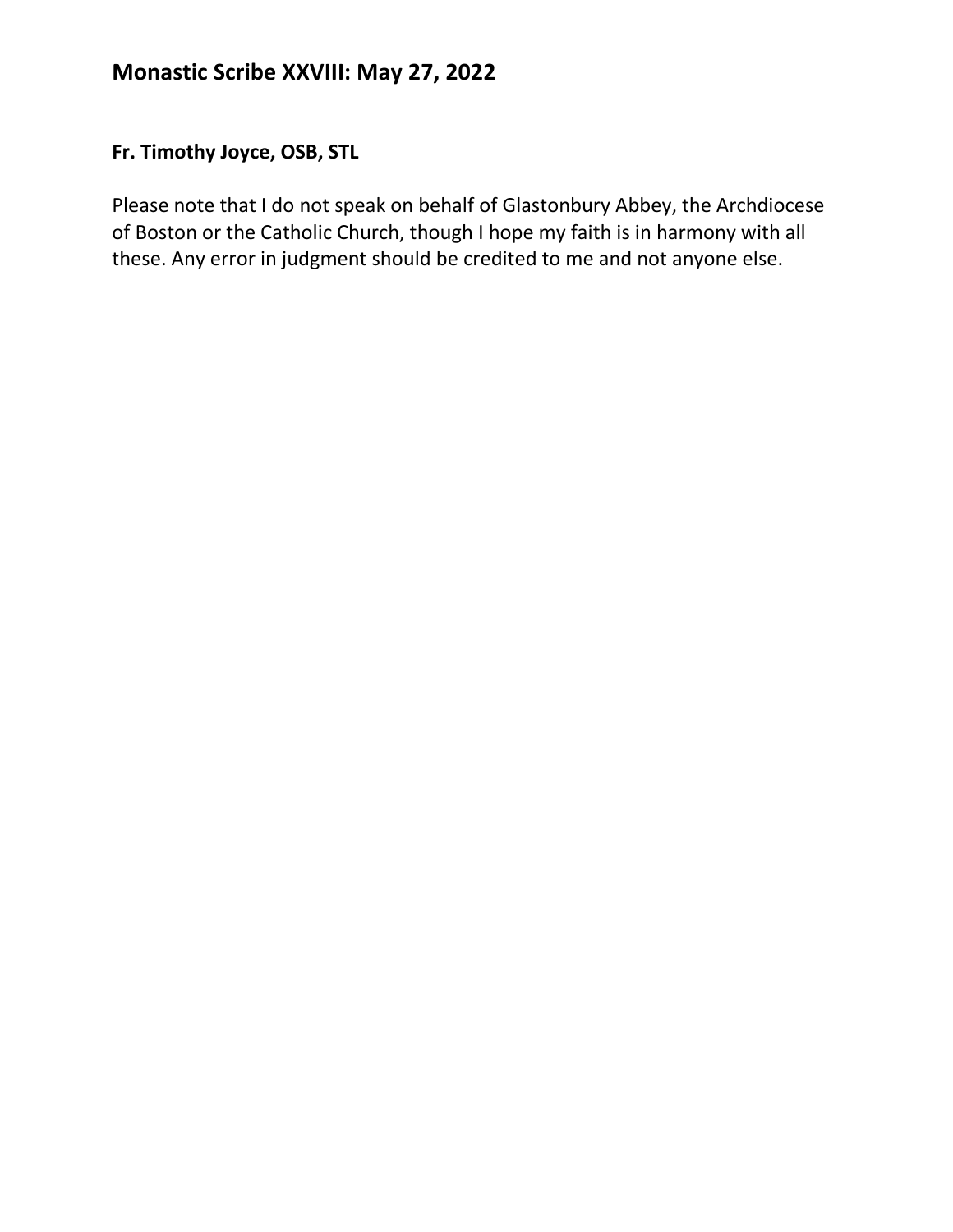## Monastic Scribe XXVIII: May 27, 2022

**Fr. Timothy Joyce, OSB, STL**

Please note that I do not speak on behalf of Glastonbury Abbey, the Archdiocese of Boston or the Catholic Church, though I hope my faith is in harmony with all these. Any error in judgment should be credited to me and not anyone else.